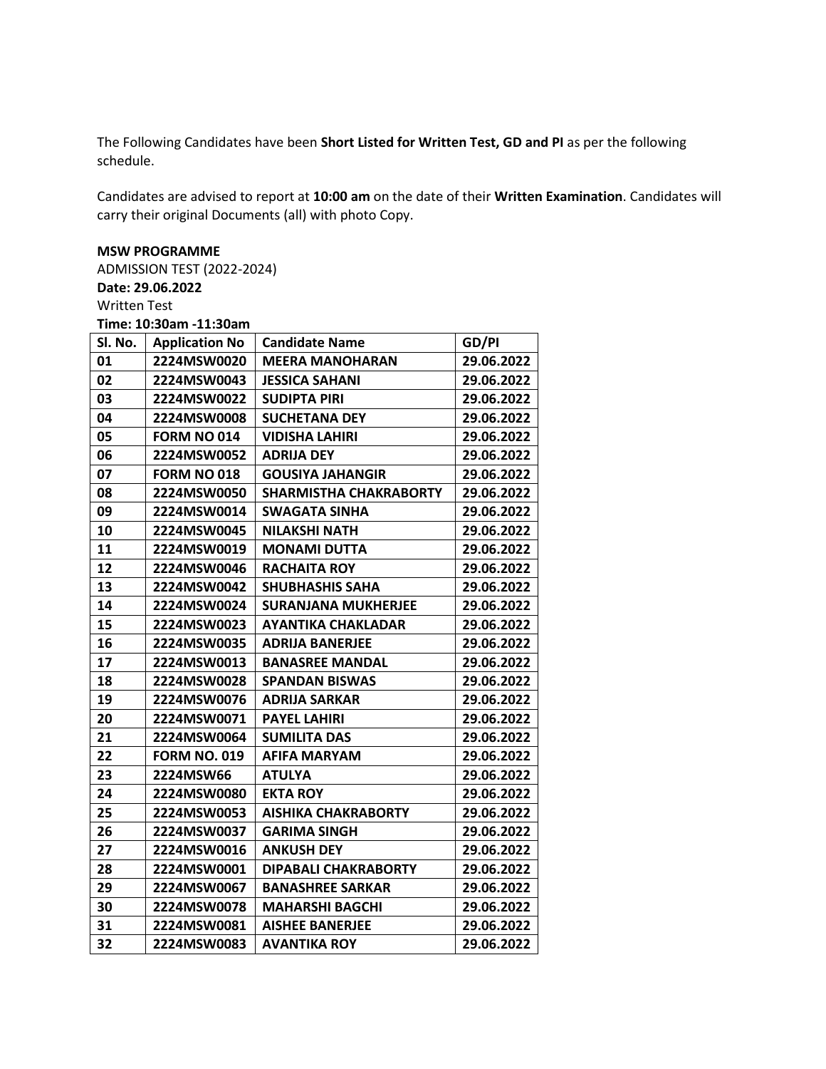The Following Candidates have been **Short Listed for Written Test, GD and PI** as per the following schedule.

Candidates are advised to report at **10:00 am** on the date of their **Written Examination**. Candidates will carry their original Documents (all) with photo Copy.

**MSW PROGRAMME**

ADMISSION TEST (2022-2024)

**Date: 29.06.2022**

Written Test

**Time: 10:30am -11:30am**

| Sl. No. | Application No | Candidate Name | GD/PI |
|---|---|---|---|
| 01 | 2224MSW0020 | MEERA MANOHARAN | 29.06.2022 |
| 02 | 2224MSW0043 | JESSICA SAHANI | 29.06.2022 |
| 03 | 2224MSW0022 | SUDIPTA PIRI | 29.06.2022 |
| 04 | 2224MSW0008 | SUCHETANA DEY | 29.06.2022 |
| 05 | FORM NO 014 | VIDISHA LAHIRI | 29.06.2022 |
| 06 | 2224MSW0052 | ADRIJA DEY | 29.06.2022 |
| 07 | FORM NO 018 | GOUSIYA JAHANGIR | 29.06.2022 |
| 08 | 2224MSW0050 | SHARMISTHA CHAKRABORTY | 29.06.2022 |
| 09 | 2224MSW0014 | SWAGATA SINHA | 29.06.2022 |
| 10 | 2224MSW0045 | NILAKSHI NATH | 29.06.2022 |
| 11 | 2224MSW0019 | MONAMI DUTTA | 29.06.2022 |
| 12 | 2224MSW0046 | RACHAITA ROY | 29.06.2022 |
| 13 | 2224MSW0042 | SHUBHASHIS SAHA | 29.06.2022 |
| 14 | 2224MSW0024 | SURANJANA MUKHERJEE | 29.06.2022 |
| 15 | 2224MSW0023 | AYANTIKA CHAKLADAR | 29.06.2022 |
| 16 | 2224MSW0035 | ADRIJA BANERJEE | 29.06.2022 |
| 17 | 2224MSW0013 | BANASREE MANDAL | 29.06.2022 |
| 18 | 2224MSW0028 | SPANDAN BISWAS | 29.06.2022 |
| 19 | 2224MSW0076 | ADRIJA SARKAR | 29.06.2022 |
| 20 | 2224MSW0071 | PAYEL LAHIRI | 29.06.2022 |
| 21 | 2224MSW0064 | SUMILITA DAS | 29.06.2022 |
| 22 | FORM NO. 019 | AFIFA MARYAM | 29.06.2022 |
| 23 | 2224MSW66 | ATULYA | 29.06.2022 |
| 24 | 2224MSW0080 | EKTA ROY | 29.06.2022 |
| 25 | 2224MSW0053 | AISHIKA CHAKRABORTY | 29.06.2022 |
| 26 | 2224MSW0037 | GARIMA SINGH | 29.06.2022 |
| 27 | 2224MSW0016 | ANKUSH DEY | 29.06.2022 |
| 28 | 2224MSW0001 | DIPABALI CHAKRABORTY | 29.06.2022 |
| 29 | 2224MSW0067 | BANASHREE SARKAR | 29.06.2022 |
| 30 | 2224MSW0078 | MAHARSHI BAGCHI | 29.06.2022 |
| 31 | 2224MSW0081 | AISHEE BANERJEE | 29.06.2022 |
| 32 | 2224MSW0083 | AVANTIKA ROY | 29.06.2022 |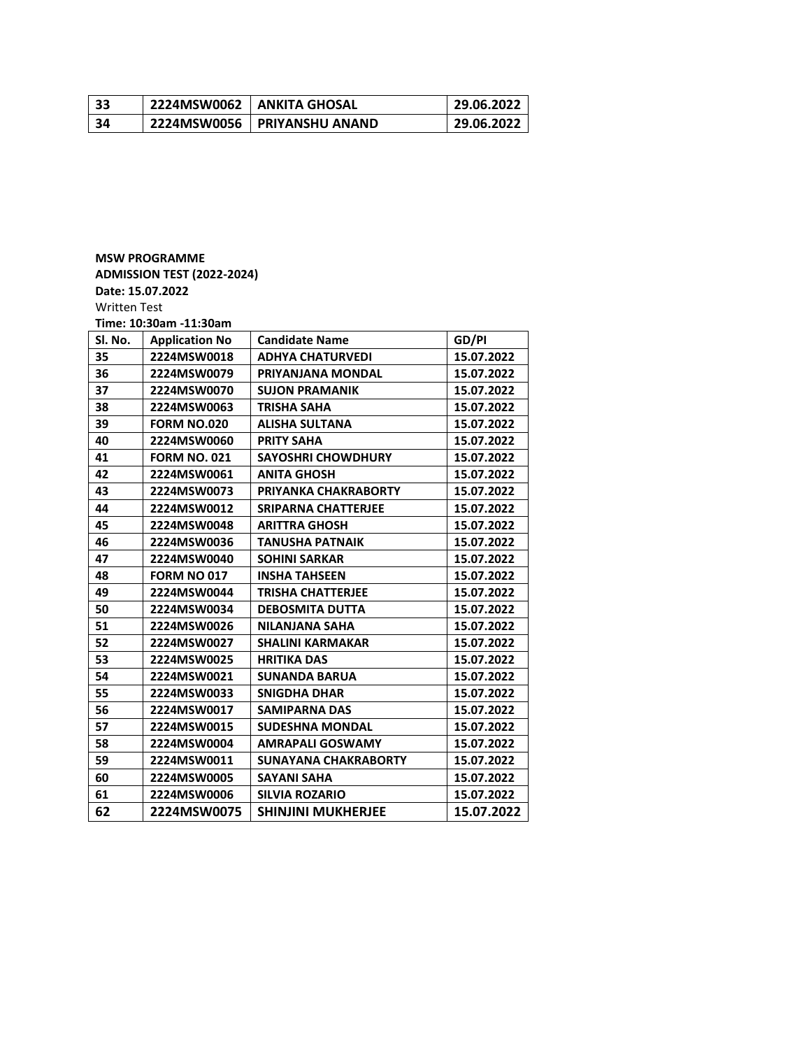| | | | |
|---|---|---|---|
| 33 | 2224MSW0062 | ANKITA GHOSAL | 29.06.2022 |
| 34 | 2224MSW0056 | PRIYANSHU ANAND | 29.06.2022 |

**MSW PROGRAMME**
**ADMISSION TEST (2022-2024)**
**Date: 15.07.2022**
Written Test
**Time: 10:30am -11:30am**

| Sl. No. | Application No | Candidate Name | GD/PI |
|---|---|---|---|
| 35 | 2224MSW0018 | ADHYA CHATURVEDI | 15.07.2022 |
| 36 | 2224MSW0079 | PRIYANJANA MONDAL | 15.07.2022 |
| 37 | 2224MSW0070 | SUJON PRAMANIK | 15.07.2022 |
| 38 | 2224MSW0063 | TRISHA SAHA | 15.07.2022 |
| 39 | FORM NO.020 | ALISHA SULTANA | 15.07.2022 |
| 40 | 2224MSW0060 | PRITY SAHA | 15.07.2022 |
| 41 | FORM NO. 021 | SAYOSHRI CHOWDHURY | 15.07.2022 |
| 42 | 2224MSW0061 | ANITA GHOSH | 15.07.2022 |
| 43 | 2224MSW0073 | PRIYANKA CHAKRABORTY | 15.07.2022 |
| 44 | 2224MSW0012 | SRIPARNA CHATTERJEE | 15.07.2022 |
| 45 | 2224MSW0048 | ARITTRA GHOSH | 15.07.2022 |
| 46 | 2224MSW0036 | TANUSHA PATNAIK | 15.07.2022 |
| 47 | 2224MSW0040 | SOHINI SARKAR | 15.07.2022 |
| 48 | FORM NO 017 | INSHA TAHSEEN | 15.07.2022 |
| 49 | 2224MSW0044 | TRISHA CHATTERJEE | 15.07.2022 |
| 50 | 2224MSW0034 | DEBOSMITA DUTTA | 15.07.2022 |
| 51 | 2224MSW0026 | NILANJANA SAHA | 15.07.2022 |
| 52 | 2224MSW0027 | SHALINI KARMAKAR | 15.07.2022 |
| 53 | 2224MSW0025 | HRITIKA DAS | 15.07.2022 |
| 54 | 2224MSW0021 | SUNANDA BARUA | 15.07.2022 |
| 55 | 2224MSW0033 | SNIGDHA DHAR | 15.07.2022 |
| 56 | 2224MSW0017 | SAMIPARNA DAS | 15.07.2022 |
| 57 | 2224MSW0015 | SUDESHNA MONDAL | 15.07.2022 |
| 58 | 2224MSW0004 | AMRAPALI GOSWAMY | 15.07.2022 |
| 59 | 2224MSW0011 | SUNAYANA CHAKRABORTY | 15.07.2022 |
| 60 | 2224MSW0005 | SAYANI SAHA | 15.07.2022 |
| 61 | 2224MSW0006 | SILVIA ROZARIO | 15.07.2022 |
| 62 | 2224MSW0075 | SHINJINI MUKHERJEE | 15.07.2022 |